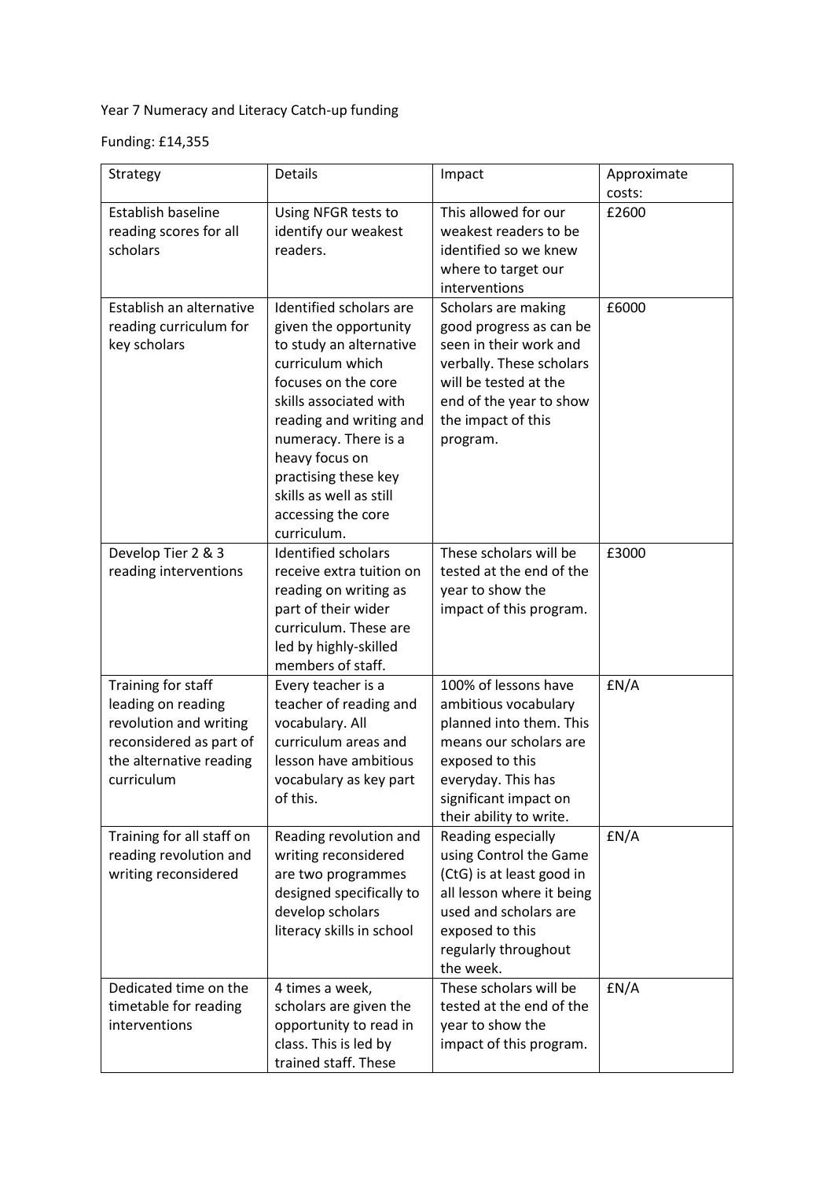Year 7 Numeracy and Literacy Catch-up funding

Funding: £14,355

| Strategy | Details | Impact | Approximate costs: |
|---|---|---|---|
| Establish baseline reading scores for all scholars | Using NFGR tests to identify our weakest readers. | This allowed for our weakest readers to be identified so we knew where to target our interventions | £2600 |
| Establish an alternative reading curriculum for key scholars | Identified scholars are given the opportunity to study an alternative curriculum which focuses on the core skills associated with reading and writing and numeracy. There is a heavy focus on practising these key skills as well as still accessing the core curriculum. | Scholars are making good progress as can be seen in their work and verbally. These scholars will be tested at the end of the year to show the impact of this program. | £6000 |
| Develop Tier 2 & 3 reading interventions | Identified scholars receive extra tuition on reading on writing as part of their wider curriculum. These are led by highly-skilled members of staff. | These scholars will be tested at the end of the year to show the impact of this program. | £3000 |
| Training for staff leading on reading revolution and writing reconsidered as part of the alternative reading curriculum | Every teacher is a teacher of reading and vocabulary. All curriculum areas and lesson have ambitious vocabulary as key part of this. | 100% of lessons have ambitious vocabulary planned into them. This means our scholars are exposed to this everyday. This has significant impact on their ability to write. | £N/A |
| Training for all staff on reading revolution and writing reconsidered | Reading revolution and writing reconsidered are two programmes designed specifically to develop scholars literacy skills in school | Reading especially using Control the Game (CtG) is at least good in all lesson where it being used and scholars are exposed to this regularly throughout the week. | £N/A |
| Dedicated time on the timetable for reading interventions | 4 times a week, scholars are given the opportunity to read in class. This is led by trained staff. These | These scholars will be tested at the end of the year to show the impact of this program. | £N/A |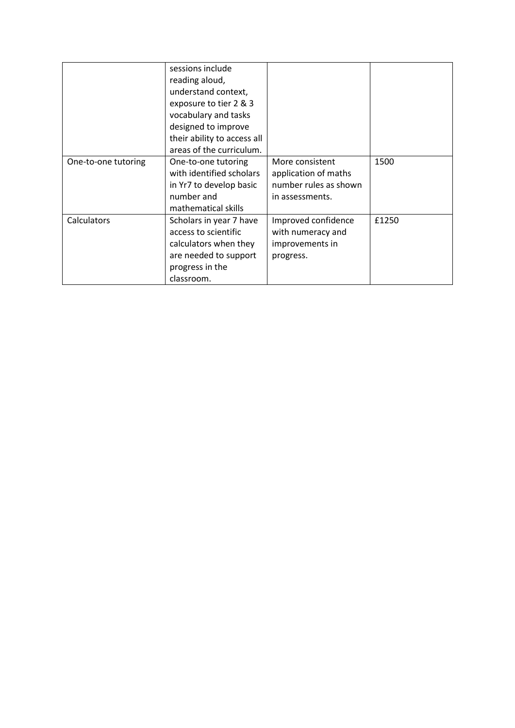| | | | |
|---|---|---|---|
| | sessions include reading aloud, understand context, exposure to tier 2 & 3 vocabulary and tasks designed to improve their ability to access all areas of the curriculum. | | |
| One-to-one tutoring | One-to-one tutoring with identified scholars in Yr7 to develop basic number and mathematical skills | More consistent application of maths number rules as shown in assessments. | 1500 |
| Calculators | Scholars in year 7 have access to scientific calculators when they are needed to support progress in the classroom. | Improved confidence with numeracy and improvements in progress. | £1250 |